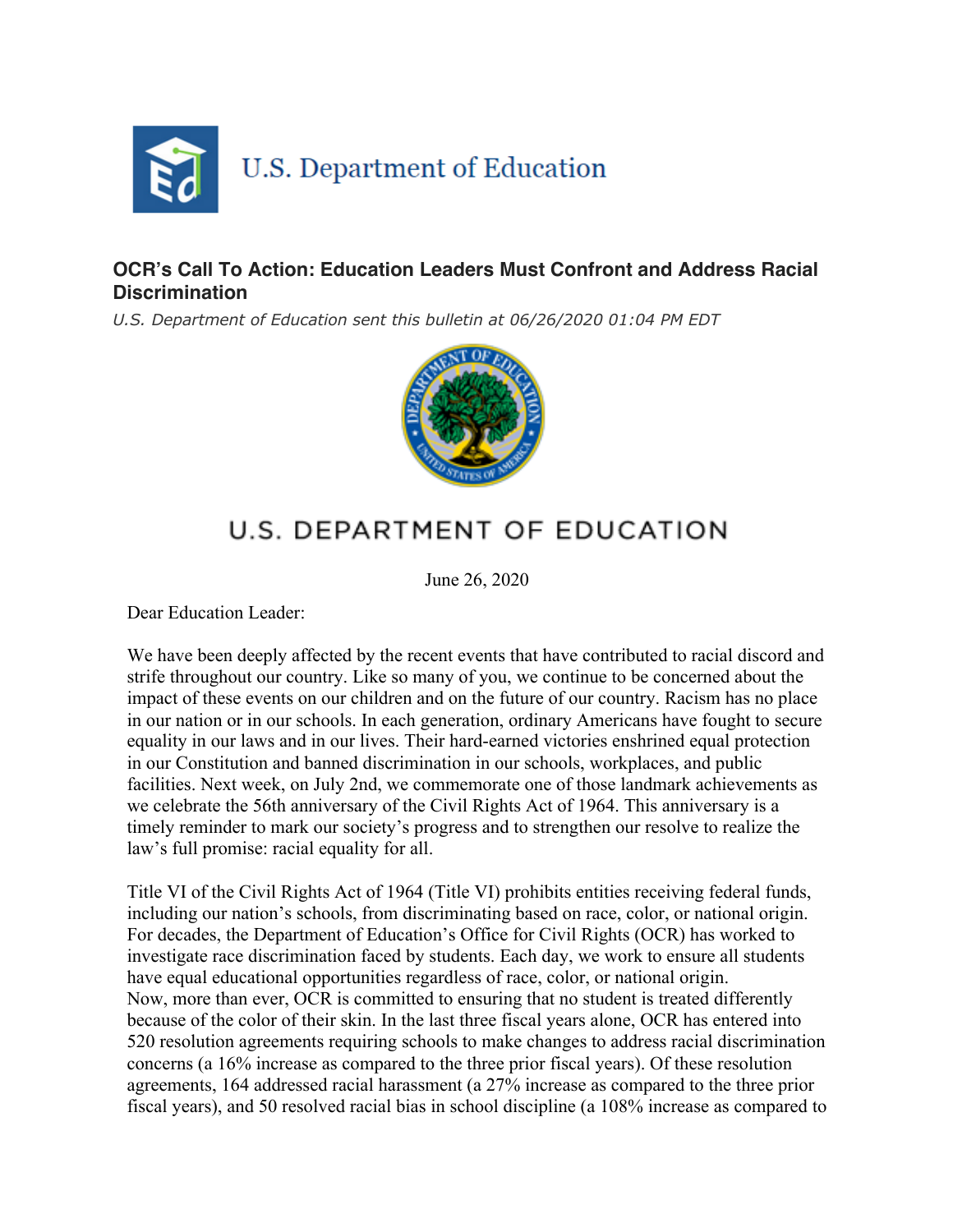U.S. Department of Education

## OCR's Call To Action: Education Leaders Must Confront and Address Racial Discrimination

*U.S. Department of Education sent this bulletin at 06/26/2020 01:04 PM EDT*

U.S. DEPARTMENT OF EDUCATION

June 26, 2020

Dear Education Leader:

We have been deeply affected by the recent events that have contributed to racial discord and strife throughout our country. Like so many of you, we continue to be concerned about the impact of these events on our children and on the future of our country. Racism has no place in our nation or in our schools. In each generation, ordinary Americans have fought to secure equality in our laws and in our lives. Their hard-earned victories enshrined equal protection in our Constitution and banned discrimination in our schools, workplaces, and public facilities. Next week, on July 2nd, we commemorate one of those landmark achievements as we celebrate the 56th anniversary of the Civil Rights Act of 1964. This anniversary is a timely reminder to mark our society's progress and to strengthen our resolve to realize the law's full promise: racial equality for all.

Title VI of the Civil Rights Act of 1964 (Title VI) prohibits entities receiving federal funds, including our nation's schools, from discriminating based on race, color, or national origin. For decades, the Department of Education's Office for Civil Rights (OCR) has worked to investigate race discrimination faced by students. Each day, we work to ensure all students have equal educational opportunities regardless of race, color, or national origin. Now, more than ever, OCR is committed to ensuring that no student is treated differently because of the color of their skin. In the last three fiscal years alone, OCR has entered into 520 resolution agreements requiring schools to make changes to address racial discrimination concerns (a 16% increase as compared to the three prior fiscal years). Of these resolution agreements, 164 addressed racial harassment (a 27% increase as compared to the three prior fiscal years), and 50 resolved racial bias in school discipline (a 108% increase as compared to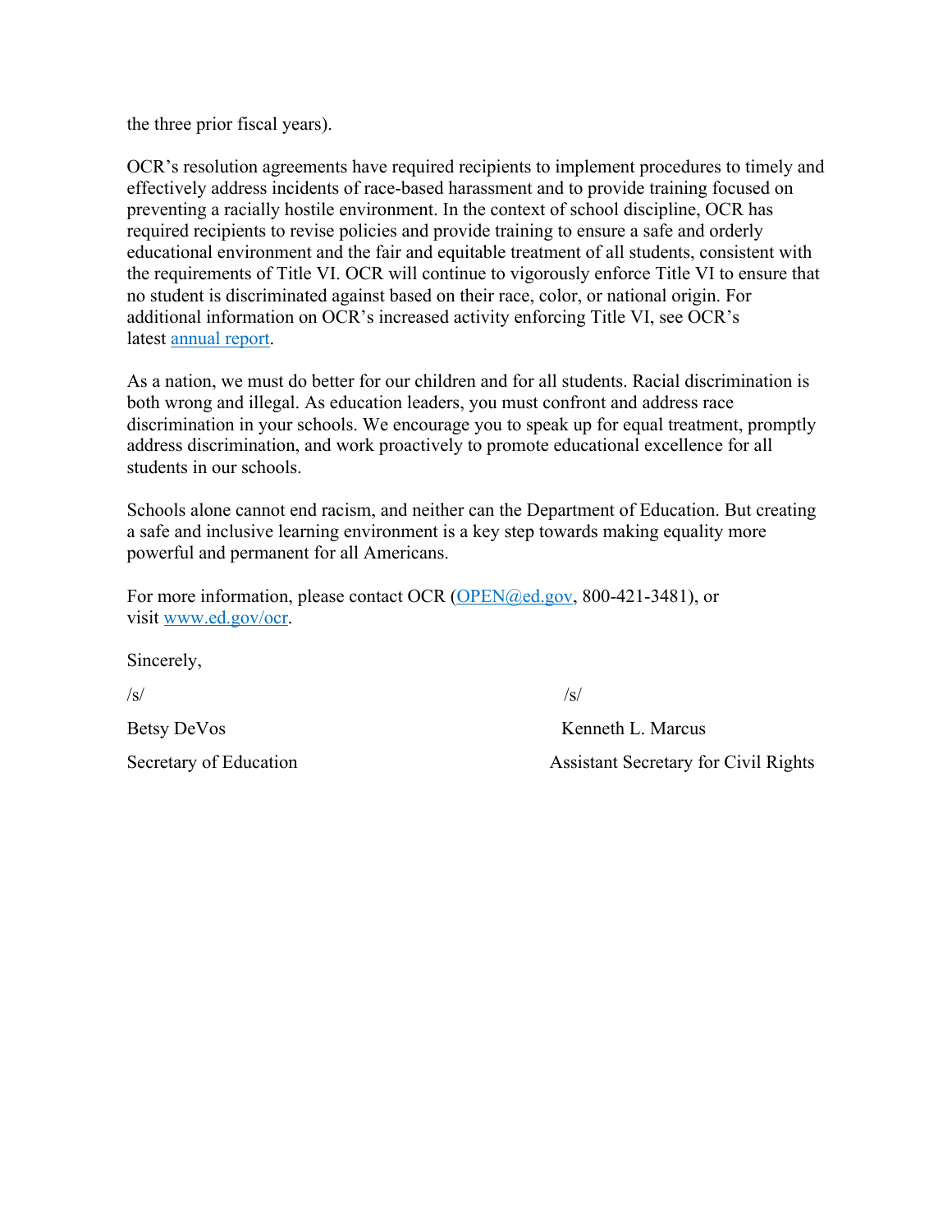the three prior fiscal years).

OCR's resolution agreements have required recipients to implement procedures to timely and effectively address incidents of race-based harassment and to provide training focused on preventing a racially hostile environment. In the context of school discipline, OCR has required recipients to revise policies and provide training to ensure a safe and orderly educational environment and the fair and equitable treatment of all students, consistent with the requirements of Title VI. OCR will continue to vigorously enforce Title VI to ensure that no student is discriminated against based on their race, color, or national origin. For additional information on OCR's increased activity enforcing Title VI, see OCR's latest annual report.

As a nation, we must do better for our children and for all students. Racial discrimination is both wrong and illegal. As education leaders, you must confront and address race discrimination in your schools. We encourage you to speak up for equal treatment, promptly address discrimination, and work proactively to promote educational excellence for all students in our schools.

Schools alone cannot end racism, and neither can the Department of Education. But creating a safe and inclusive learning environment is a key step towards making equality more powerful and permanent for all Americans.

For more information, please contact OCR (OPEN@ed.gov, 800-421-3481), or visit www.ed.gov/ocr.

Sincerely,

/s/

Betsy DeVos

Secretary of Education

/s/

Kenneth L. Marcus

Assistant Secretary for Civil Rights